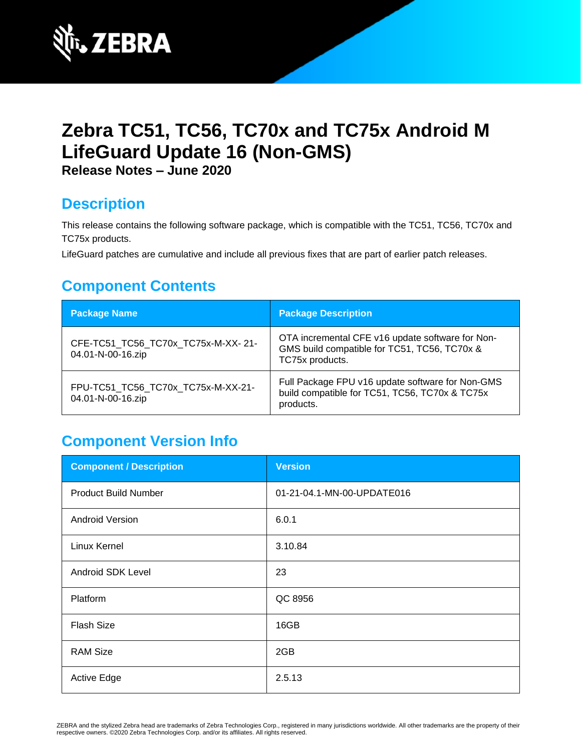# Zebra TC51, TC56, TC70x and TC75x Android M LifeGuard Update 16 (Non-GMS)

**Release Notes – June 2020**

## Description

This release contains the following software package, which is compatible with the TC51, TC56, TC70x and TC75x products.

LifeGuard patches are cumulative and include all previous fixes that are part of earlier patch releases.

## Component Contents

| Package Name | Package Description |
|---|---|
| CFE-TC51_TC56_TC70x_TC75x-M-XX- 21-04.01-N-00-16.zip | OTA incremental CFE v16 update software for Non-GMS build compatible for TC51, TC56, TC70x & TC75x products. |
| FPU-TC51_TC56_TC70x_TC75x-M-XX-21-04.01-N-00-16.zip | Full Package FPU v16 update software for Non-GMS build compatible for TC51, TC56, TC70x & TC75x products. |

## Component Version Info

| Component / Description | Version |
|---|---|
| Product Build Number | 01-21-04.1-MN-00-UPDATE016 |
| Android Version | 6.0.1 |
| Linux Kernel | 3.10.84 |
| Android SDK Level | 23 |
| Platform | QC 8956 |
| Flash Size | 16GB |
| RAM Size | 2GB |
| Active Edge | 2.5.13 |

ZEBRA and the stylized Zebra head are trademarks of Zebra Technologies Corp., registered in many jurisdictions worldwide. All other trademarks are the property of their respective owners. ©2020 Zebra Technologies Corp. and/or its affiliates. All rights reserved.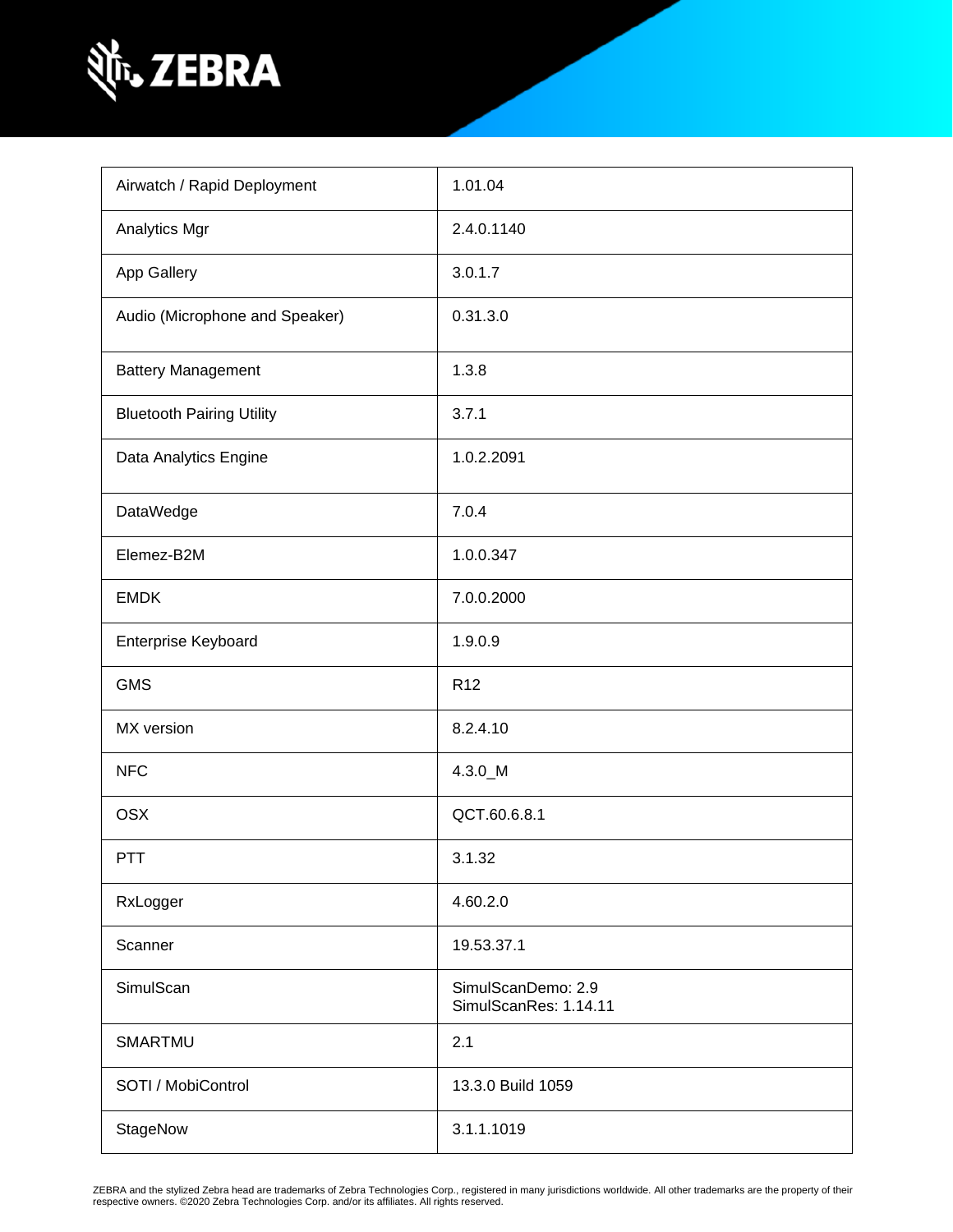| Airwatch / Rapid Deployment | 1.01.04 |
|---|---|
| Analytics Mgr | 2.4.0.1140 |
| App Gallery | 3.0.1.7 |
| Audio (Microphone and Speaker) | 0.31.3.0 |
| Battery Management | 1.3.8 |
| Bluetooth Pairing Utility | 3.7.1 |
| Data Analytics Engine | 1.0.2.2091 |
| DataWedge | 7.0.4 |
| Elemez-B2M | 1.0.0.347 |
| EMDK | 7.0.0.2000 |
| Enterprise Keyboard | 1.9.0.9 |
| GMS | R12 |
| MX version | 8.2.4.10 |
| NFC | 4.3.0_M |
| OSX | QCT.60.6.8.1 |
| PTT | 3.1.32 |
| RxLogger | 4.60.2.0 |
| Scanner | 19.53.37.1 |
| SimulScan | SimulScanDemo: 2.9<br>SimulScanRes: 1.14.11 |
| SMARTMU | 2.1 |
| SOTI / MobiControl | 13.3.0 Build 1059 |
| StageNow | 3.1.1.1019 |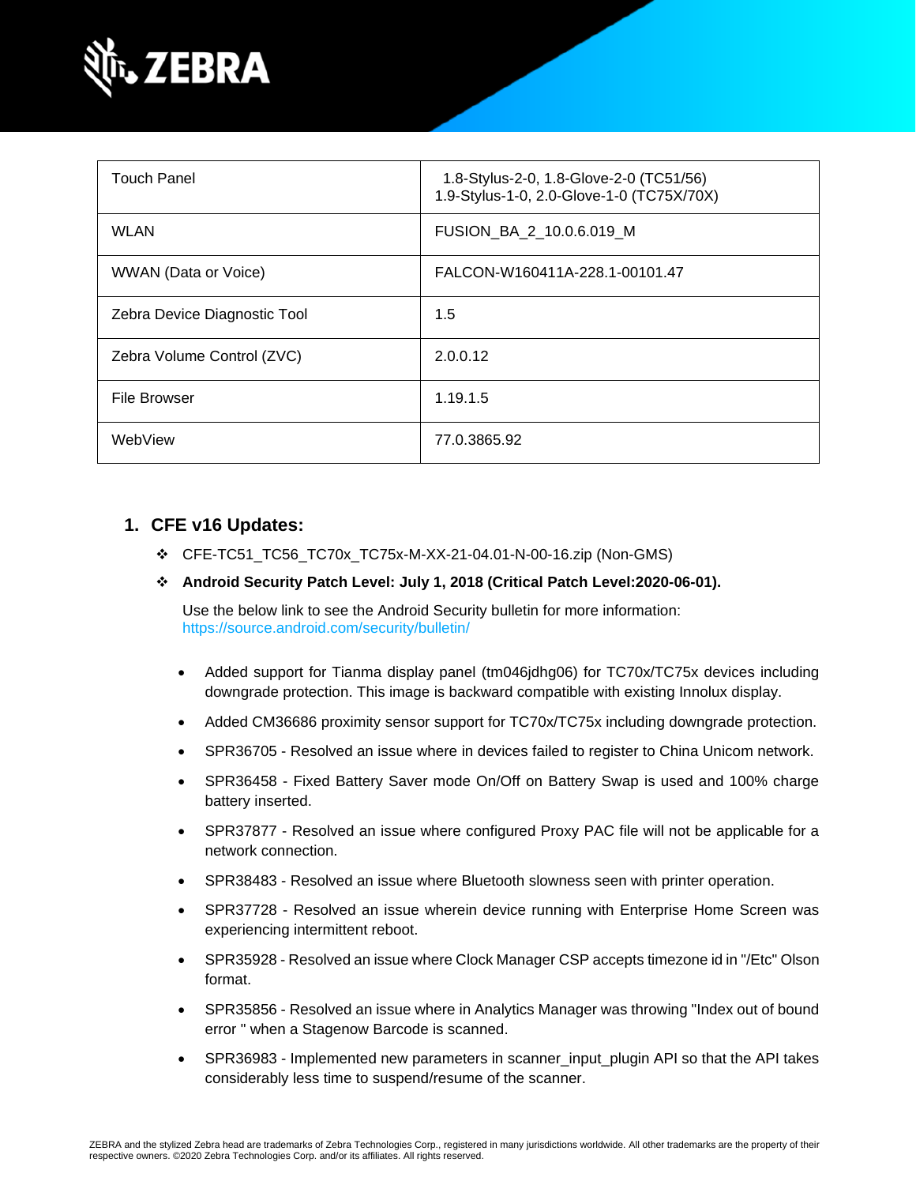| Touch Panel | 1.8-Stylus-2-0, 1.8-Glove-2-0 (TC51/56)<br>1.9-Stylus-1-0, 2.0-Glove-1-0 (TC75X/70X) |
|---|---|
| WLAN | FUSION_BA_2_10.0.6.019_M |
| WWAN (Data or Voice) | FALCON-W160411A-228.1-00101.47 |
| Zebra Device Diagnostic Tool | 1.5 |
| Zebra Volume Control (ZVC) | 2.0.0.12 |
| File Browser | 1.19.1.5 |
| WebView | 77.0.3865.92 |

## 1. CFE v16 Updates:

- CFE-TC51_TC56_TC70x_TC75x-M-XX-21-04.01-N-00-16.zip (Non-GMS)
- **Android Security Patch Level: July 1, 2018 (Critical Patch Level:2020-06-01).**

  Use the below link to see the Android Security bulletin for more information: https://source.android.com/security/bulletin/

  - Added support for Tianma display panel (tm046jdhg06) for TC70x/TC75x devices including downgrade protection. This image is backward compatible with existing Innolux display.
  - Added CM36686 proximity sensor support for TC70x/TC75x including downgrade protection.
  - SPR36705 - Resolved an issue where in devices failed to register to China Unicom network.
  - SPR36458 - Fixed Battery Saver mode On/Off on Battery Swap is used and 100% charge battery inserted.
  - SPR37877 - Resolved an issue where configured Proxy PAC file will not be applicable for a network connection.
  - SPR38483 - Resolved an issue where Bluetooth slowness seen with printer operation.
  - SPR37728 - Resolved an issue wherein device running with Enterprise Home Screen was experiencing intermittent reboot.
  - SPR35928 - Resolved an issue where Clock Manager CSP accepts timezone id in "/Etc" Olson format.
  - SPR35856 - Resolved an issue where in Analytics Manager was throwing "Index out of bound error " when a Stagenow Barcode is scanned.
  - SPR36983 - Implemented new parameters in scanner_input_plugin API so that the API takes considerably less time to suspend/resume of the scanner.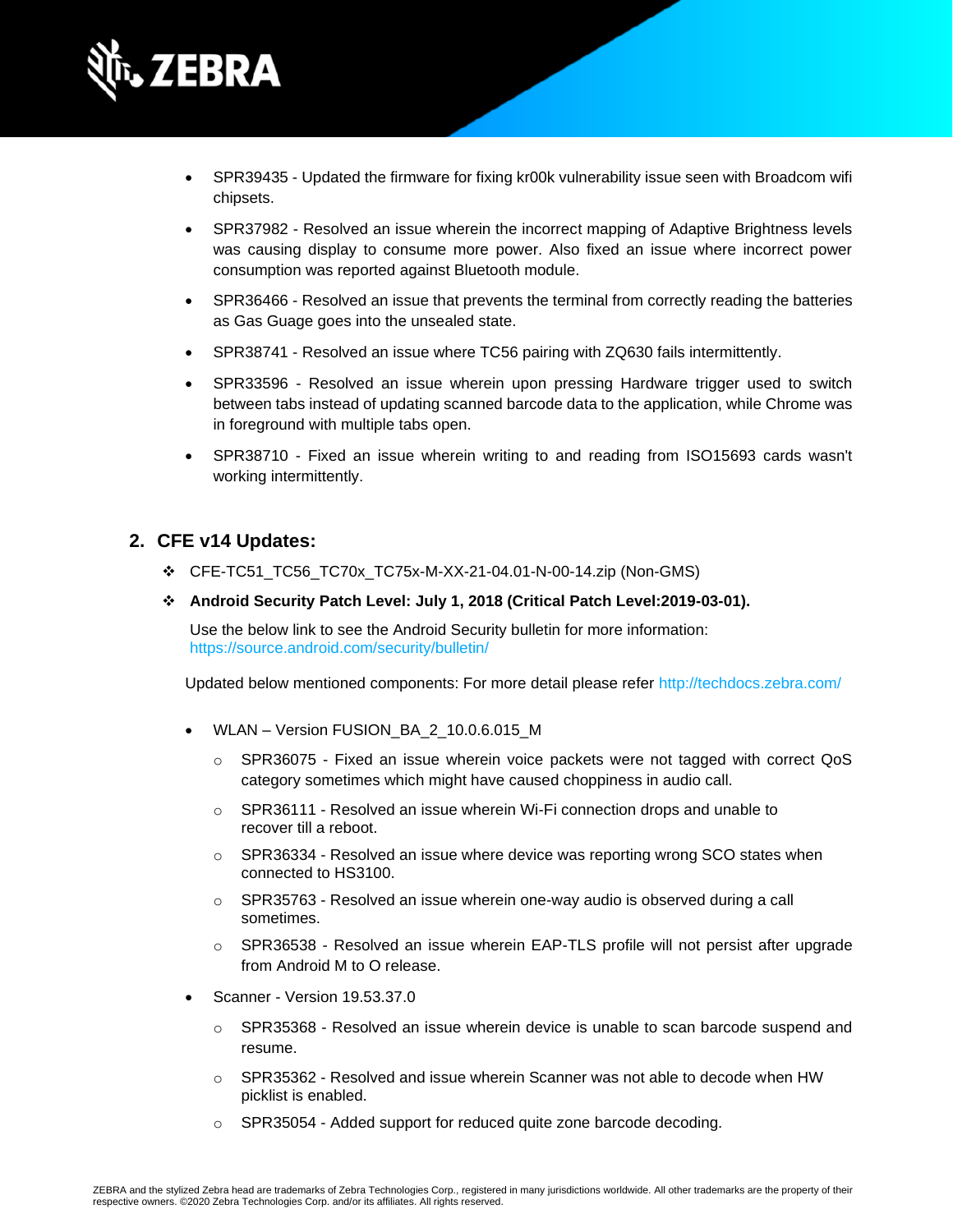- SPR39435 - Updated the firmware for fixing kr00k vulnerability issue seen with Broadcom wifi chipsets.
- SPR37982 - Resolved an issue wherein the incorrect mapping of Adaptive Brightness levels was causing display to consume more power. Also fixed an issue where incorrect power consumption was reported against Bluetooth module.
- SPR36466 - Resolved an issue that prevents the terminal from correctly reading the batteries as Gas Guage goes into the unsealed state.
- SPR38741 - Resolved an issue where TC56 pairing with ZQ630 fails intermittently.
- SPR33596 - Resolved an issue wherein upon pressing Hardware trigger used to switch between tabs instead of updating scanned barcode data to the application, while Chrome was in foreground with multiple tabs open.
- SPR38710 - Fixed an issue wherein writing to and reading from ISO15693 cards wasn't working intermittently.

## 2. CFE v14 Updates:

- CFE-TC51_TC56_TC70x_TC75x-M-XX-21-04.01-N-00-14.zip (Non-GMS)
- **Android Security Patch Level: July 1, 2018 (Critical Patch Level:2019-03-01).**

  Use the below link to see the Android Security bulletin for more information: https://source.android.com/security/bulletin/

Updated below mentioned components: For more detail please refer http://techdocs.zebra.com/

- WLAN – Version FUSION_BA_2_10.0.6.015_M
  - SPR36075 - Fixed an issue wherein voice packets were not tagged with correct QoS category sometimes which might have caused choppiness in audio call.
  - SPR36111 - Resolved an issue wherein Wi-Fi connection drops and unable to recover till a reboot.
  - SPR36334 - Resolved an issue where device was reporting wrong SCO states when connected to HS3100.
  - SPR35763 - Resolved an issue wherein one-way audio is observed during a call sometimes.
  - SPR36538 - Resolved an issue wherein EAP-TLS profile will not persist after upgrade from Android M to O release.
- Scanner - Version 19.53.37.0
  - SPR35368 - Resolved an issue wherein device is unable to scan barcode suspend and resume.
  - SPR35362 - Resolved and issue wherein Scanner was not able to decode when HW picklist is enabled.
  - SPR35054 - Added support for reduced quite zone barcode decoding.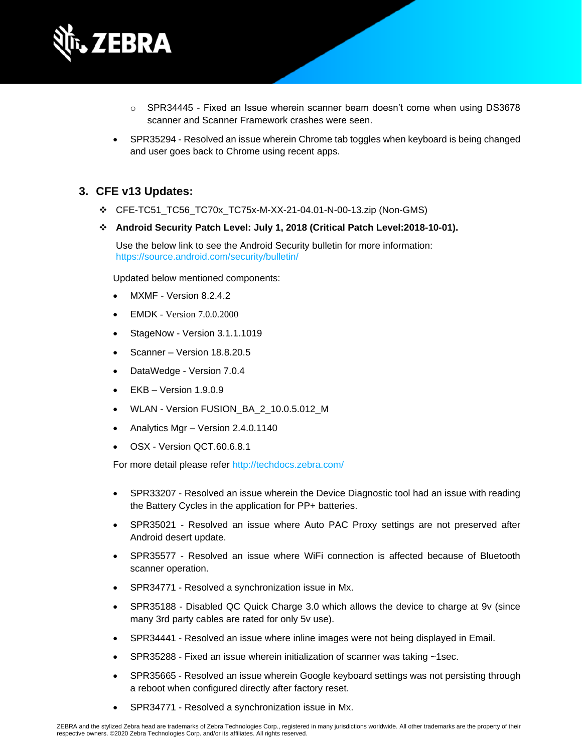- SPR34445 - Fixed an Issue wherein scanner beam doesn't come when using DS3678 scanner and Scanner Framework crashes were seen.

- SPR35294 - Resolved an issue wherein Chrome tab toggles when keyboard is being changed and user goes back to Chrome using recent apps.

## 3. CFE v13 Updates:

- CFE-TC51_TC56_TC70x_TC75x-M-XX-21-04.01-N-00-13.zip (Non-GMS)
- **Android Security Patch Level: July 1, 2018 (Critical Patch Level:2018-10-01).**

  Use the below link to see the Android Security bulletin for more information: https://source.android.com/security/bulletin/

Updated below mentioned components:

- MXMF - Version 8.2.4.2
- EMDK - Version 7.0.0.2000
- StageNow - Version 3.1.1.1019
- Scanner – Version 18.8.20.5
- DataWedge - Version 7.0.4
- EKB – Version 1.9.0.9
- WLAN - Version FUSION_BA_2_10.0.5.012_M
- Analytics Mgr – Version 2.4.0.1140
- OSX - Version QCT.60.6.8.1

For more detail please refer http://techdocs.zebra.com/

- SPR33207 - Resolved an issue wherein the Device Diagnostic tool had an issue with reading the Battery Cycles in the application for PP+ batteries.
- SPR35021 - Resolved an issue where Auto PAC Proxy settings are not preserved after Android desert update.
- SPR35577 - Resolved an issue where WiFi connection is affected because of Bluetooth scanner operation.
- SPR34771 - Resolved a synchronization issue in Mx.
- SPR35188 - Disabled QC Quick Charge 3.0 which allows the device to charge at 9v (since many 3rd party cables are rated for only 5v use).
- SPR34441 - Resolved an issue where inline images were not being displayed in Email.
- SPR35288 - Fixed an issue wherein initialization of scanner was taking ~1sec.
- SPR35665 - Resolved an issue wherein Google keyboard settings was not persisting through a reboot when configured directly after factory reset.
- SPR34771 - Resolved a synchronization issue in Mx.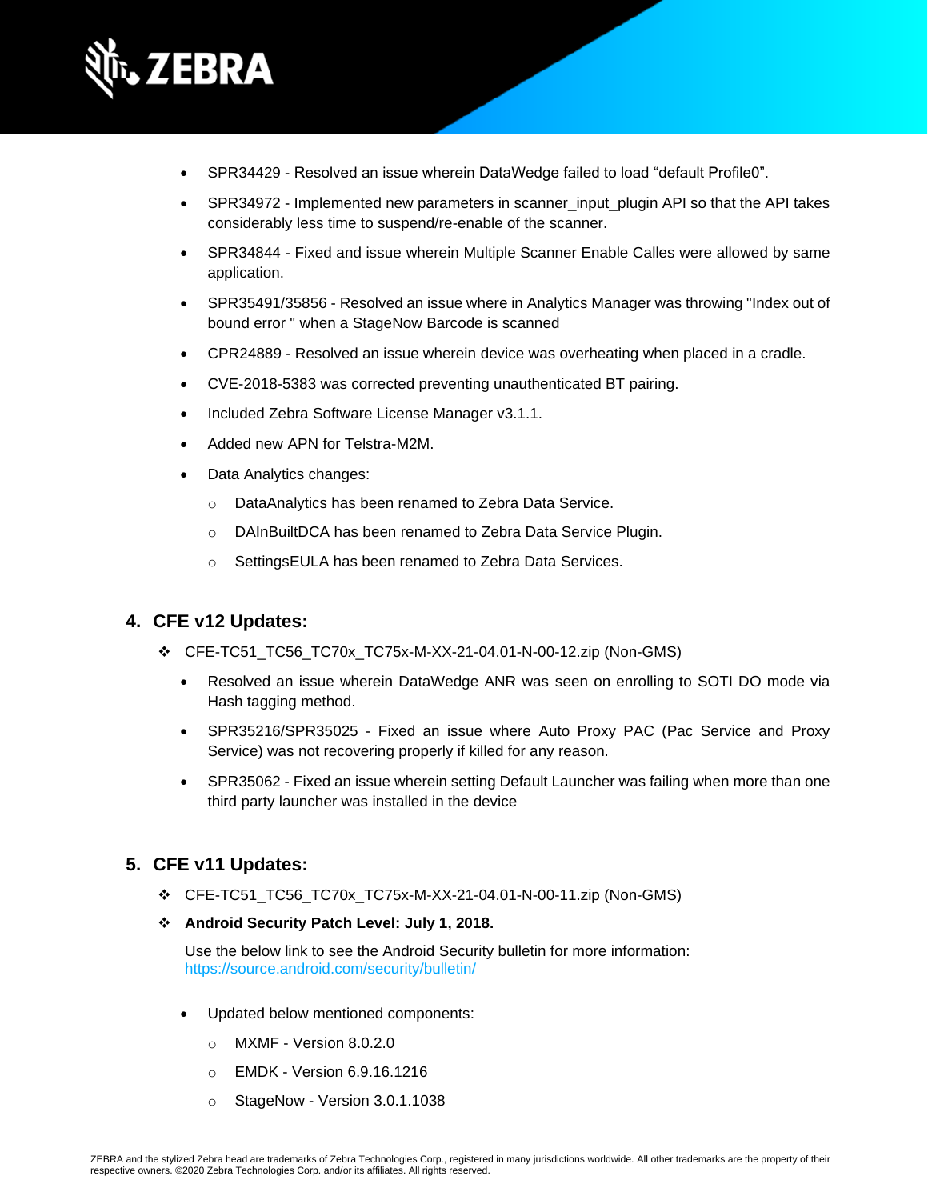- SPR34429 - Resolved an issue wherein DataWedge failed to load “default Profile0”.
- SPR34972 - Implemented new parameters in scanner_input_plugin API so that the API takes considerably less time to suspend/re-enable of the scanner.
- SPR34844 - Fixed and issue wherein Multiple Scanner Enable Calles were allowed by same application.
- SPR35491/35856 - Resolved an issue where in Analytics Manager was throwing "Index out of bound error " when a StageNow Barcode is scanned
- CPR24889 - Resolved an issue wherein device was overheating when placed in a cradle.
- CVE-2018-5383 was corrected preventing unauthenticated BT pairing.
- Included Zebra Software License Manager v3.1.1.
- Added new APN for Telstra-M2M.
- Data Analytics changes:
  - DataAnalytics has been renamed to Zebra Data Service.
  - DAInBuiltDCA has been renamed to Zebra Data Service Plugin.
  - SettingsEULA has been renamed to Zebra Data Services.

## 4. CFE v12 Updates:

❖ CFE-TC51_TC56_TC70x_TC75x-M-XX-21-04.01-N-00-12.zip (Non-GMS)

- Resolved an issue wherein DataWedge ANR was seen on enrolling to SOTI DO mode via Hash tagging method.
- SPR35216/SPR35025 - Fixed an issue where Auto Proxy PAC (Pac Service and Proxy Service) was not recovering properly if killed for any reason.
- SPR35062 - Fixed an issue wherein setting Default Launcher was failing when more than one third party launcher was installed in the device

## 5. CFE v11 Updates:

❖ CFE-TC51_TC56_TC70x_TC75x-M-XX-21-04.01-N-00-11.zip (Non-GMS)

❖ **Android Security Patch Level: July 1, 2018.**

Use the below link to see the Android Security bulletin for more information:
https://source.android.com/security/bulletin/

- Updated below mentioned components:
  - MXMF - Version 8.0.2.0
  - EMDK - Version 6.9.16.1216
  - StageNow - Version 3.0.1.1038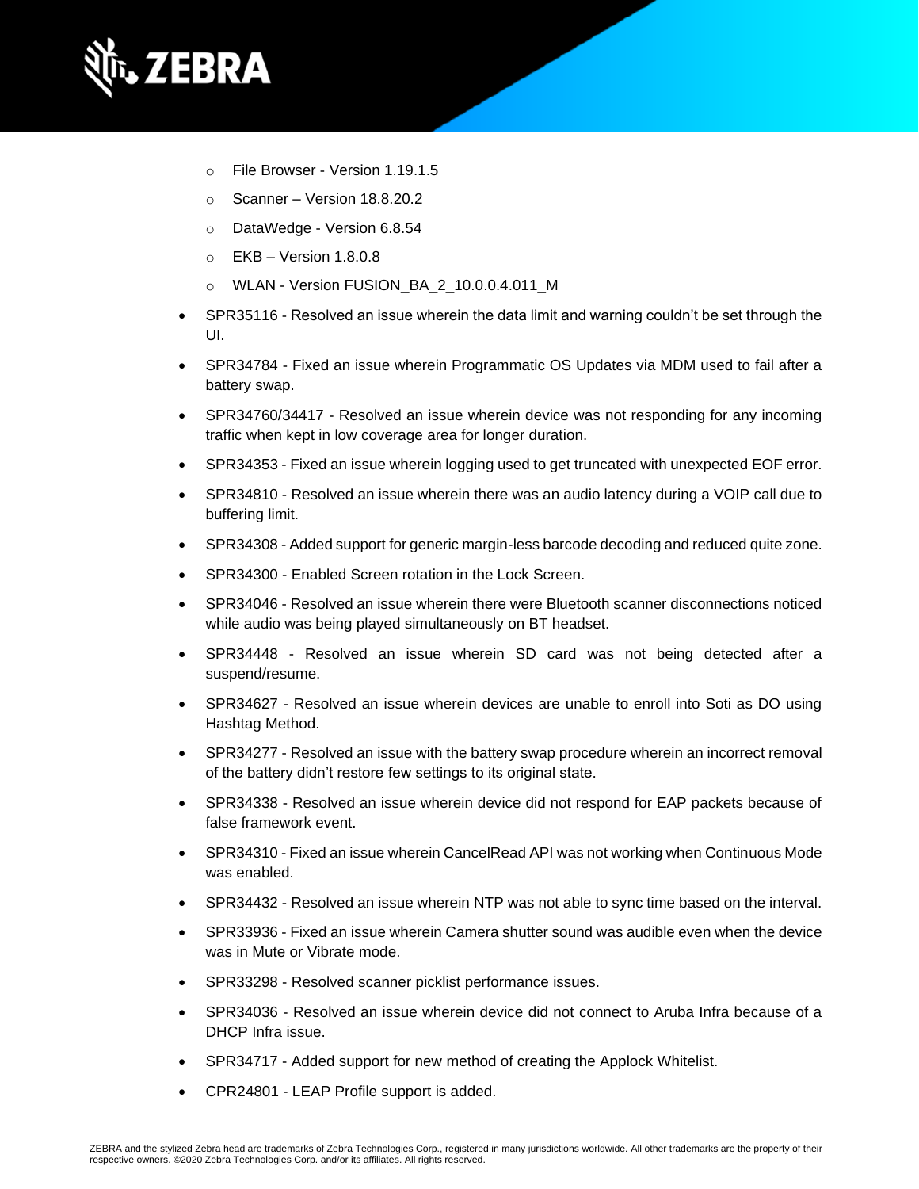- File Browser - Version 1.19.1.5
    - Scanner – Version 18.8.20.2
    - DataWedge - Version 6.8.54
    - EKB – Version 1.8.0.8
    - WLAN - Version FUSION_BA_2_10.0.0.4.011_M
- SPR35116 - Resolved an issue wherein the data limit and warning couldn't be set through the UI.
- SPR34784 - Fixed an issue wherein Programmatic OS Updates via MDM used to fail after a battery swap.
- SPR34760/34417 - Resolved an issue wherein device was not responding for any incoming traffic when kept in low coverage area for longer duration.
- SPR34353 - Fixed an issue wherein logging used to get truncated with unexpected EOF error.
- SPR34810 - Resolved an issue wherein there was an audio latency during a VOIP call due to buffering limit.
- SPR34308 - Added support for generic margin-less barcode decoding and reduced quite zone.
- SPR34300 - Enabled Screen rotation in the Lock Screen.
- SPR34046 - Resolved an issue wherein there were Bluetooth scanner disconnections noticed while audio was being played simultaneously on BT headset.
- SPR34448 - Resolved an issue wherein SD card was not being detected after a suspend/resume.
- SPR34627 - Resolved an issue wherein devices are unable to enroll into Soti as DO using Hashtag Method.
- SPR34277 - Resolved an issue with the battery swap procedure wherein an incorrect removal of the battery didn't restore few settings to its original state.
- SPR34338 - Resolved an issue wherein device did not respond for EAP packets because of false framework event.
- SPR34310 - Fixed an issue wherein CancelRead API was not working when Continuous Mode was enabled.
- SPR34432 - Resolved an issue wherein NTP was not able to sync time based on the interval.
- SPR33936 - Fixed an issue wherein Camera shutter sound was audible even when the device was in Mute or Vibrate mode.
- SPR33298 - Resolved scanner picklist performance issues.
- SPR34036 - Resolved an issue wherein device did not connect to Aruba Infra because of a DHCP Infra issue.
- SPR34717 - Added support for new method of creating the Applock Whitelist.
- CPR24801 - LEAP Profile support is added.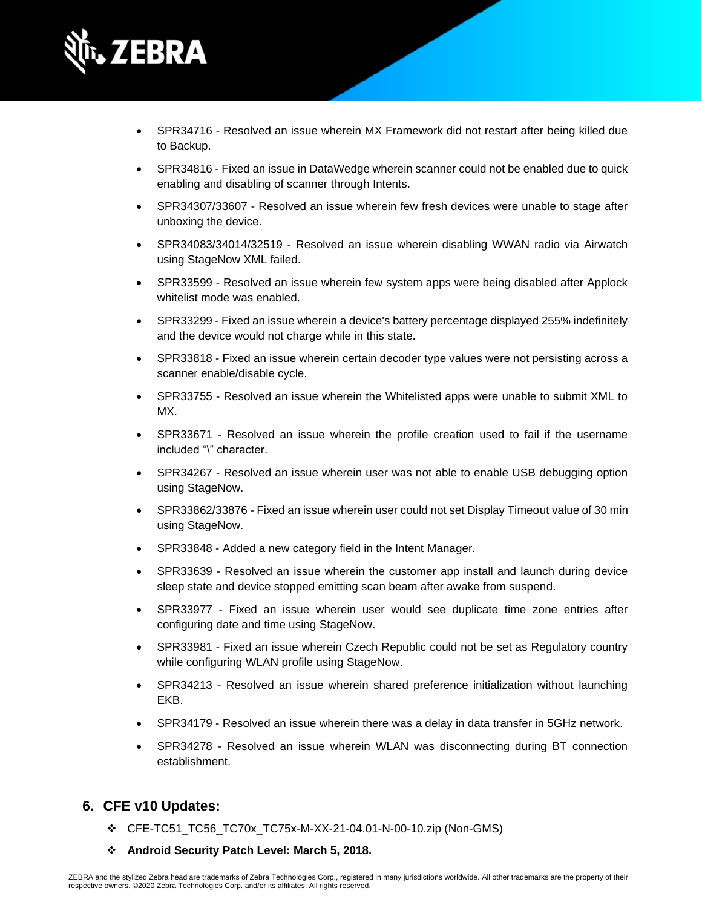- SPR34716 - Resolved an issue wherein MX Framework did not restart after being killed due to Backup.
- SPR34816 - Fixed an issue in DataWedge wherein scanner could not be enabled due to quick enabling and disabling of scanner through Intents.
- SPR34307/33607 - Resolved an issue wherein few fresh devices were unable to stage after unboxing the device.
- SPR34083/34014/32519 - Resolved an issue wherein disabling WWAN radio via Airwatch using StageNow XML failed.
- SPR33599 - Resolved an issue wherein few system apps were being disabled after Applock whitelist mode was enabled.
- SPR33299 - Fixed an issue wherein a device's battery percentage displayed 255% indefinitely and the device would not charge while in this state.
- SPR33818 - Fixed an issue wherein certain decoder type values were not persisting across a scanner enable/disable cycle.
- SPR33755 - Resolved an issue wherein the Whitelisted apps were unable to submit XML to MX.
- SPR33671 - Resolved an issue wherein the profile creation used to fail if the username included "\" character.
- SPR34267 - Resolved an issue wherein user was not able to enable USB debugging option using StageNow.
- SPR33862/33876 - Fixed an issue wherein user could not set Display Timeout value of 30 min using StageNow.
- SPR33848 - Added a new category field in the Intent Manager.
- SPR33639 - Resolved an issue wherein the customer app install and launch during device sleep state and device stopped emitting scan beam after awake from suspend.
- SPR33977 - Fixed an issue wherein user would see duplicate time zone entries after configuring date and time using StageNow.
- SPR33981 - Fixed an issue wherein Czech Republic could not be set as Regulatory country while configuring WLAN profile using StageNow.
- SPR34213 - Resolved an issue wherein shared preference initialization without launching EKB.
- SPR34179 - Resolved an issue wherein there was a delay in data transfer in 5GHz network.
- SPR34278 - Resolved an issue wherein WLAN was disconnecting during BT connection establishment.

## 6. CFE v10 Updates:

- CFE-TC51_TC56_TC70x_TC75x-M-XX-21-04.01-N-00-10.zip (Non-GMS)
- **Android Security Patch Level: March 5, 2018.**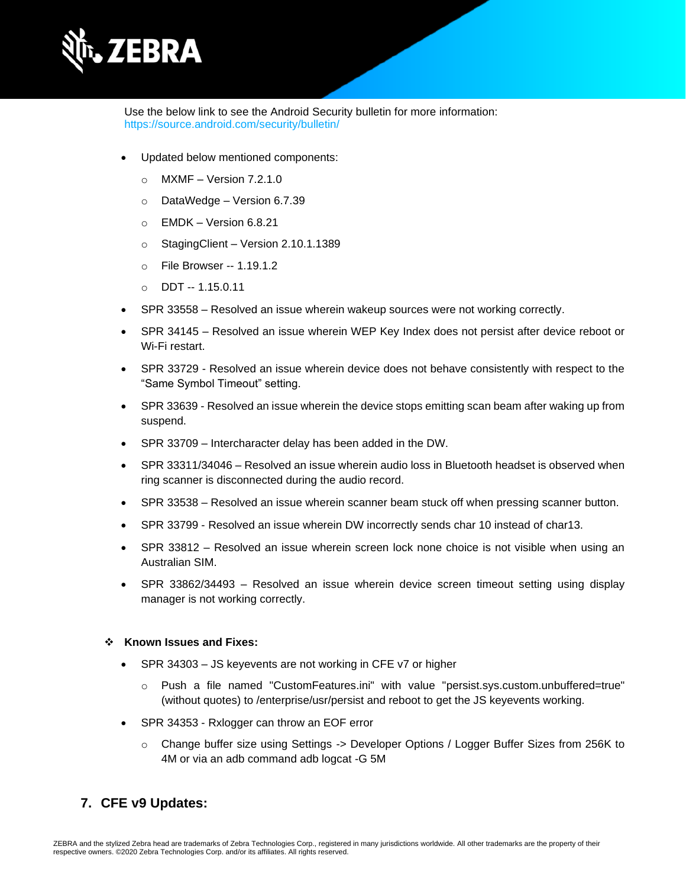Use the below link to see the Android Security bulletin for more information: https://source.android.com/security/bulletin/

- Updated below mentioned components:
  - MXMF – Version 7.2.1.0
  - DataWedge – Version 6.7.39
  - EMDK – Version 6.8.21
  - StagingClient – Version 2.10.1.1389
  - File Browser -- 1.19.1.2
  - DDT -- 1.15.0.11
- SPR 33558 – Resolved an issue wherein wakeup sources were not working correctly.
- SPR 34145 – Resolved an issue wherein WEP Key Index does not persist after device reboot or Wi-Fi restart.
- SPR 33729 - Resolved an issue wherein device does not behave consistently with respect to the "Same Symbol Timeout" setting.
- SPR 33639 - Resolved an issue wherein the device stops emitting scan beam after waking up from suspend.
- SPR 33709 – Intercharacter delay has been added in the DW.
- SPR 33311/34046 – Resolved an issue wherein audio loss in Bluetooth headset is observed when ring scanner is disconnected during the audio record.
- SPR 33538 – Resolved an issue wherein scanner beam stuck off when pressing scanner button.
- SPR 33799 - Resolved an issue wherein DW incorrectly sends char 10 instead of char13.
- SPR 33812 – Resolved an issue wherein screen lock none choice is not visible when using an Australian SIM.
- SPR 33862/34493 – Resolved an issue wherein device screen timeout setting using display manager is not working correctly.

❖ **Known Issues and Fixes:**

- SPR 34303 – JS keyevents are not working in CFE v7 or higher
  - Push a file named "CustomFeatures.ini" with value "persist.sys.custom.unbuffered=true" (without quotes) to /enterprise/usr/persist and reboot to get the JS keyevents working.
- SPR 34353 - Rxlogger can throw an EOF error
  - Change buffer size using Settings -> Developer Options / Logger Buffer Sizes from 256K to 4M or via an adb command adb logcat -G 5M

## 7. CFE v9 Updates: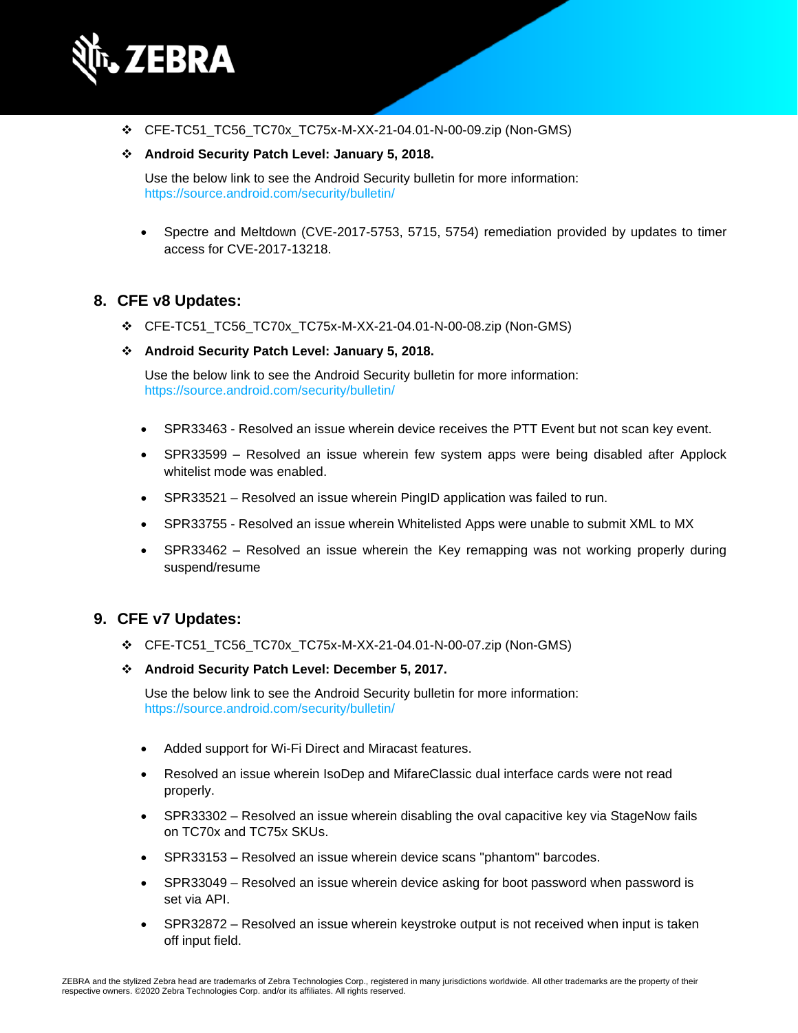- CFE-TC51_TC56_TC70x_TC75x-M-XX-21-04.01-N-00-09.zip (Non-GMS)
- **Android Security Patch Level: January 5, 2018.**

  Use the below link to see the Android Security bulletin for more information: https://source.android.com/security/bulletin/

  - Spectre and Meltdown (CVE-2017-5753, 5715, 5754) remediation provided by updates to timer access for CVE-2017-13218.

## 8. CFE v8 Updates:

- CFE-TC51_TC56_TC70x_TC75x-M-XX-21-04.01-N-00-08.zip (Non-GMS)
- **Android Security Patch Level: January 5, 2018.**

  Use the below link to see the Android Security bulletin for more information: https://source.android.com/security/bulletin/

  - SPR33463 - Resolved an issue wherein device receives the PTT Event but not scan key event.
  - SPR33599 – Resolved an issue wherein few system apps were being disabled after Applock whitelist mode was enabled.
  - SPR33521 – Resolved an issue wherein PingID application was failed to run.
  - SPR33755 - Resolved an issue wherein Whitelisted Apps were unable to submit XML to MX
  - SPR33462 – Resolved an issue wherein the Key remapping was not working properly during suspend/resume

## 9. CFE v7 Updates:

- CFE-TC51_TC56_TC70x_TC75x-M-XX-21-04.01-N-00-07.zip (Non-GMS)
- **Android Security Patch Level: December 5, 2017.**

  Use the below link to see the Android Security bulletin for more information: https://source.android.com/security/bulletin/

  - Added support for Wi-Fi Direct and Miracast features.
  - Resolved an issue wherein IsoDep and MifareClassic dual interface cards were not read properly.
  - SPR33302 – Resolved an issue wherein disabling the oval capacitive key via StageNow fails on TC70x and TC75x SKUs.
  - SPR33153 – Resolved an issue wherein device scans "phantom" barcodes.
  - SPR33049 – Resolved an issue wherein device asking for boot password when password is set via API.
  - SPR32872 – Resolved an issue wherein keystroke output is not received when input is taken off input field.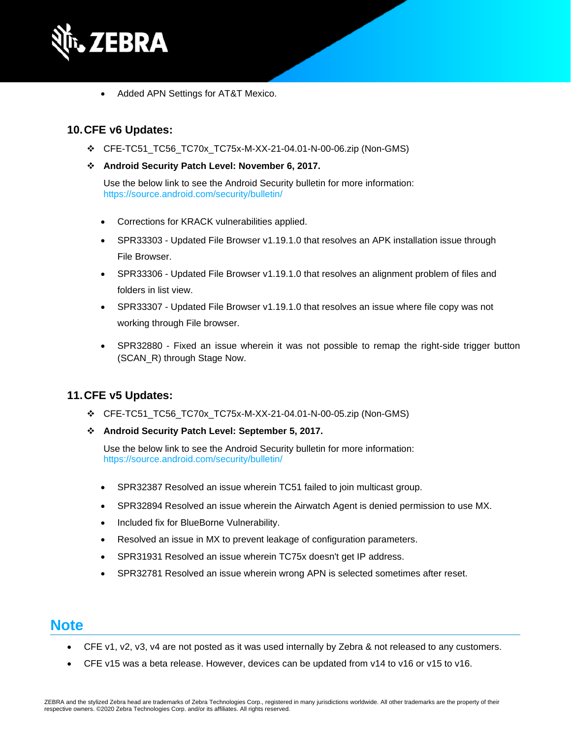- Added APN Settings for AT&T Mexico.

## 10. CFE v6 Updates:

- ❖ CFE-TC51_TC56_TC70x_TC75x-M-XX-21-04.01-N-00-06.zip (Non-GMS)
- ❖ **Android Security Patch Level: November 6, 2017.**

  Use the below link to see the Android Security bulletin for more information: https://source.android.com/security/bulletin/

- Corrections for KRACK vulnerabilities applied.
- SPR33303 - Updated File Browser v1.19.1.0 that resolves an APK installation issue through File Browser.
- SPR33306 - Updated File Browser v1.19.1.0 that resolves an alignment problem of files and folders in list view.
- SPR33307 - Updated File Browser v1.19.1.0 that resolves an issue where file copy was not working through File browser.
- SPR32880 - Fixed an issue wherein it was not possible to remap the right-side trigger button (SCAN_R) through Stage Now.

## 11. CFE v5 Updates:

- ❖ CFE-TC51_TC56_TC70x_TC75x-M-XX-21-04.01-N-00-05.zip (Non-GMS)
- ❖ **Android Security Patch Level: September 5, 2017.**

  Use the below link to see the Android Security bulletin for more information: https://source.android.com/security/bulletin/

- SPR32387 Resolved an issue wherein TC51 failed to join multicast group.
- SPR32894 Resolved an issue wherein the Airwatch Agent is denied permission to use MX.
- Included fix for BlueBorne Vulnerability.
- Resolved an issue in MX to prevent leakage of configuration parameters.
- SPR31931 Resolved an issue wherein TC75x doesn't get IP address.
- SPR32781 Resolved an issue wherein wrong APN is selected sometimes after reset.

# Note

- CFE v1, v2, v3, v4 are not posted as it was used internally by Zebra & not released to any customers.
- CFE v15 was a beta release. However, devices can be updated from v14 to v16 or v15 to v16.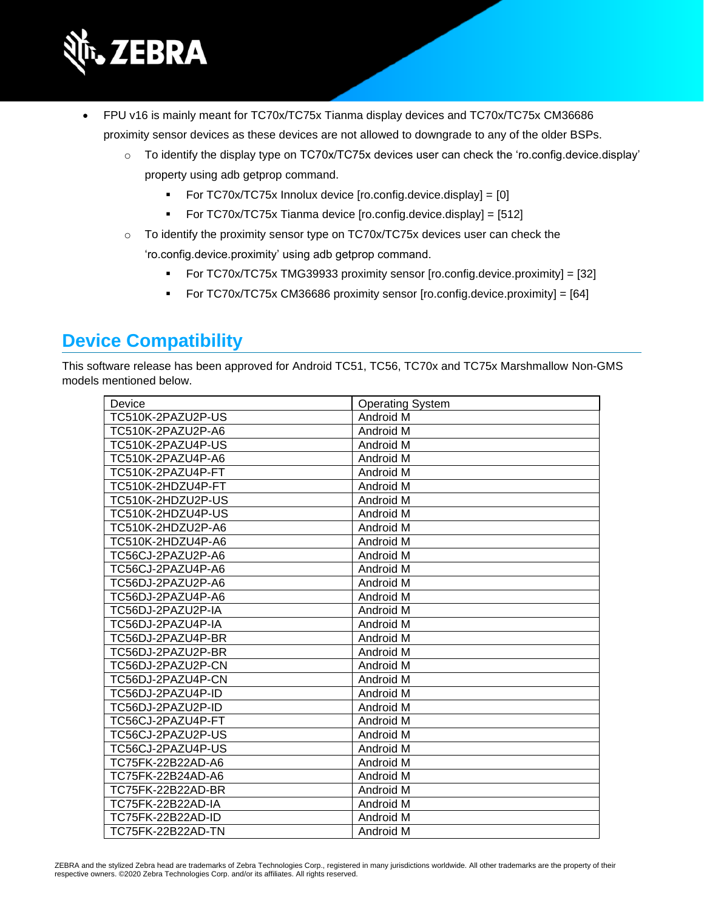- FPU v16 is mainly meant for TC70x/TC75x Tianma display devices and TC70x/TC75x CM36686 proximity sensor devices as these devices are not allowed to downgrade to any of the older BSPs.
  - To identify the display type on TC70x/TC75x devices user can check the 'ro.config.device.display' property using adb getprop command.
    - For TC70x/TC75x Innolux device [ro.config.device.display] = [0]
    - For TC70x/TC75x Tianma device [ro.config.device.display] = [512]
  - To identify the proximity sensor type on TC70x/TC75x devices user can check the 'ro.config.device.proximity' using adb getprop command.
    - For TC70x/TC75x TMG39933 proximity sensor [ro.config.device.proximity] = [32]
    - For TC70x/TC75x CM36686 proximity sensor [ro.config.device.proximity] = [64]

## Device Compatibility

This software release has been approved for Android TC51, TC56, TC70x and TC75x Marshmallow Non-GMS models mentioned below.

| Device | Operating System |
|---|---|
| TC510K-2PAZU2P-US | Android M |
| TC510K-2PAZU2P-A6 | Android M |
| TC510K-2PAZU4P-US | Android M |
| TC510K-2PAZU4P-A6 | Android M |
| TC510K-2PAZU4P-FT | Android M |
| TC510K-2HDZU4P-FT | Android M |
| TC510K-2HDZU2P-US | Android M |
| TC510K-2HDZU4P-US | Android M |
| TC510K-2HDZU2P-A6 | Android M |
| TC510K-2HDZU4P-A6 | Android M |
| TC56CJ-2PAZU2P-A6 | Android M |
| TC56CJ-2PAZU4P-A6 | Android M |
| TC56DJ-2PAZU2P-A6 | Android M |
| TC56DJ-2PAZU4P-A6 | Android M |
| TC56DJ-2PAZU2P-IA | Android M |
| TC56DJ-2PAZU4P-IA | Android M |
| TC56DJ-2PAZU4P-BR | Android M |
| TC56DJ-2PAZU2P-BR | Android M |
| TC56DJ-2PAZU2P-CN | Android M |
| TC56DJ-2PAZU4P-CN | Android M |
| TC56DJ-2PAZU4P-ID | Android M |
| TC56DJ-2PAZU2P-ID | Android M |
| TC56CJ-2PAZU4P-FT | Android M |
| TC56CJ-2PAZU2P-US | Android M |
| TC56CJ-2PAZU4P-US | Android M |
| TC75FK-22B22AD-A6 | Android M |
| TC75FK-22B24AD-A6 | Android M |
| TC75FK-22B22AD-BR | Android M |
| TC75FK-22B22AD-IA | Android M |
| TC75FK-22B22AD-ID | Android M |
| TC75FK-22B22AD-TN | Android M |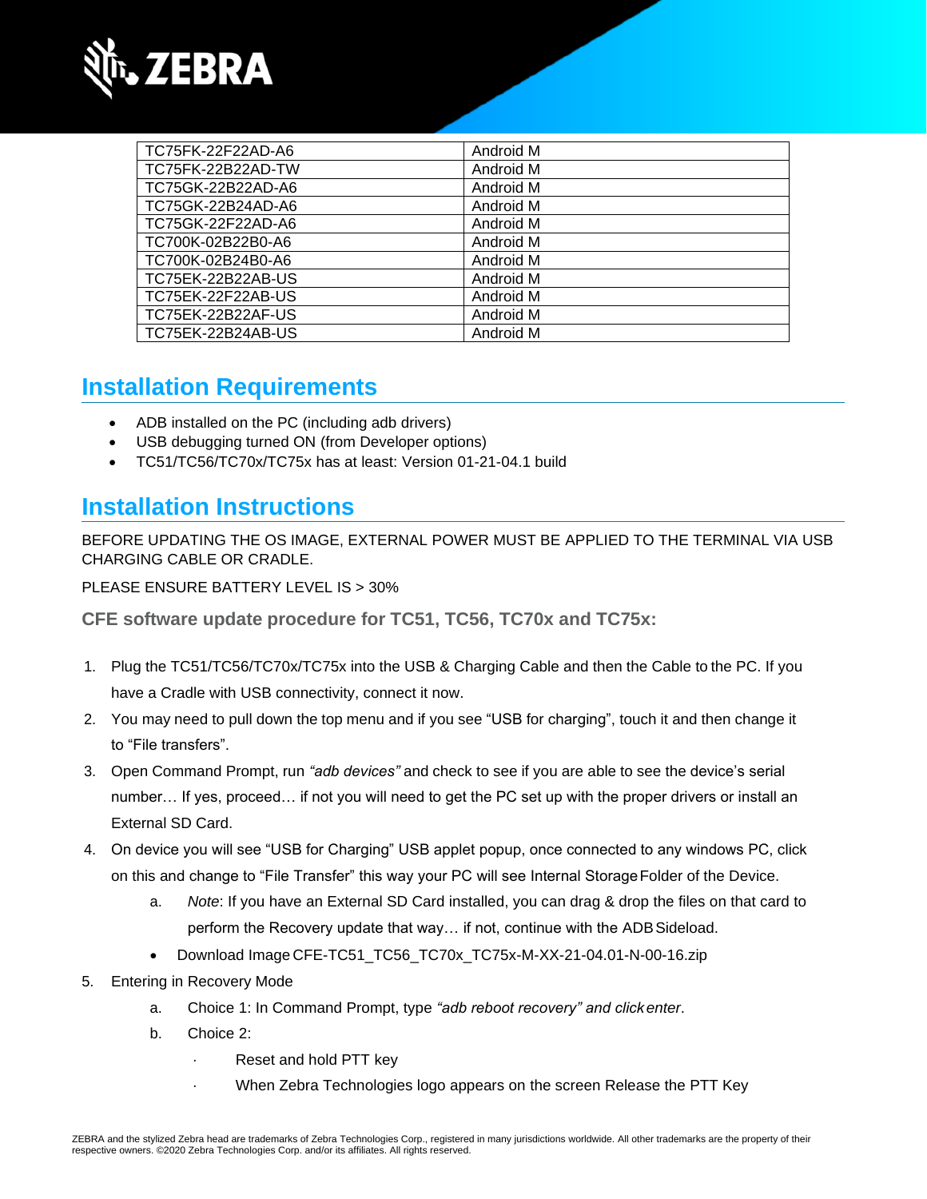| TC75FK-22F22AD-A6 | Android M |
|---|---|
| TC75FK-22B22AD-TW | Android M |
| TC75GK-22B22AD-A6 | Android M |
| TC75GK-22B24AD-A6 | Android M |
| TC75GK-22F22AD-A6 | Android M |
| TC700K-02B22B0-A6 | Android M |
| TC700K-02B24B0-A6 | Android M |
| TC75EK-22B22AB-US | Android M |
| TC75EK-22F22AB-US | Android M |
| TC75EK-22B22AF-US | Android M |
| TC75EK-22B24AB-US | Android M |

## Installation Requirements

- ADB installed on the PC (including adb drivers)
- USB debugging turned ON (from Developer options)
- TC51/TC56/TC70x/TC75x has at least: Version 01-21-04.1 build

## Installation Instructions

BEFORE UPDATING THE OS IMAGE, EXTERNAL POWER MUST BE APPLIED TO THE TERMINAL VIA USB CHARGING CABLE OR CRADLE.

PLEASE ENSURE BATTERY LEVEL IS > 30%

### CFE software update procedure for TC51, TC56, TC70x and TC75x:

1. Plug the TC51/TC56/TC70x/TC75x into the USB & Charging Cable and then the Cable to the PC. If you have a Cradle with USB connectivity, connect it now.
2. You may need to pull down the top menu and if you see "USB for charging", touch it and then change it to "File transfers".
3. Open Command Prompt, run *"adb devices"* and check to see if you are able to see the device's serial number… If yes, proceed… if not you will need to get the PC set up with the proper drivers or install an External SD Card.
4. On device you will see "USB for Charging" USB applet popup, once connected to any windows PC, click on this and change to "File Transfer" this way your PC will see Internal Storage Folder of the Device.
    a. *Note*: If you have an External SD Card installed, you can drag & drop the files on that card to perform the Recovery update that way… if not, continue with the ADB Sideload.
    - Download Image CFE-TC51_TC56_TC70x_TC75x-M-XX-21-04.01-N-00-16.zip
5. Entering in Recovery Mode
    a. Choice 1: In Command Prompt, type *"adb reboot recovery" and click enter*.
    b. Choice 2:
        - Reset and hold PTT key
        - When Zebra Technologies logo appears on the screen Release the PTT Key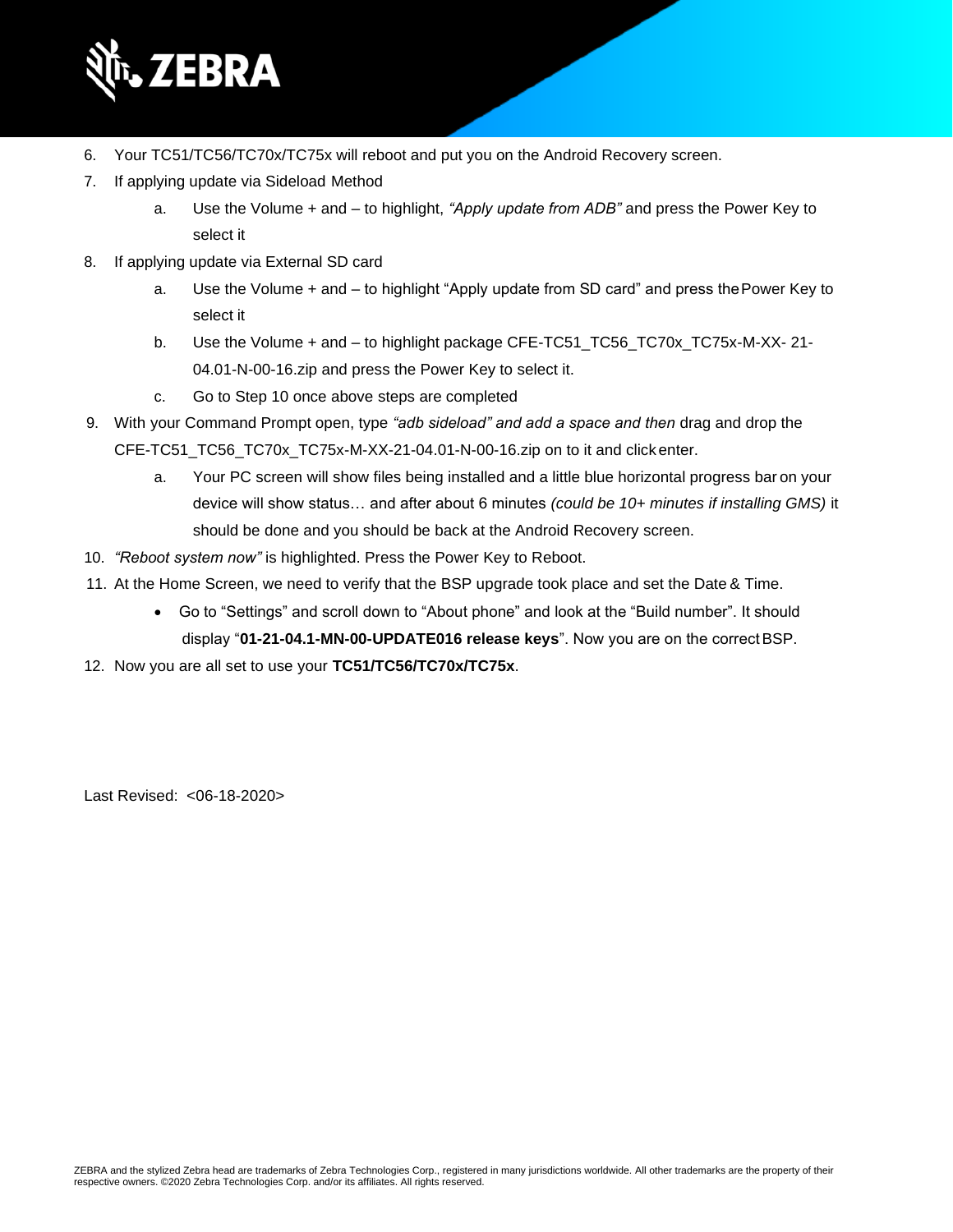6. Your TC51/TC56/TC70x/TC75x will reboot and put you on the Android Recovery screen.
7. If applying update via Sideload Method
   a. Use the Volume + and – to highlight, *"Apply update from ADB"* and press the Power Key to select it
8. If applying update via External SD card
   a. Use the Volume + and – to highlight "Apply update from SD card" and press the Power Key to select it
   b. Use the Volume + and – to highlight package CFE-TC51_TC56_TC70x_TC75x-M-XX- 21-04.01-N-00-16.zip and press the Power Key to select it.
   c. Go to Step 10 once above steps are completed
9. With your Command Prompt open, type *"adb sideload" and add a space and then* drag and drop the CFE-TC51_TC56_TC70x_TC75x-M-XX-21-04.01-N-00-16.zip on to it and click enter.
   a. Your PC screen will show files being installed and a little blue horizontal progress bar on your device will show status… and after about 6 minutes *(could be 10+ minutes if installing GMS)* it should be done and you should be back at the Android Recovery screen.
10. *"Reboot system now"* is highlighted. Press the Power Key to Reboot.
11. At the Home Screen, we need to verify that the BSP upgrade took place and set the Date & Time.
    - Go to "Settings" and scroll down to "About phone" and look at the "Build number". It should display "**01-21-04.1-MN-00-UPDATE016 release keys**". Now you are on the correct BSP.
12. Now you are all set to use your **TC51/TC56/TC70x/TC75x**.

Last Revised: <06-18-2020>